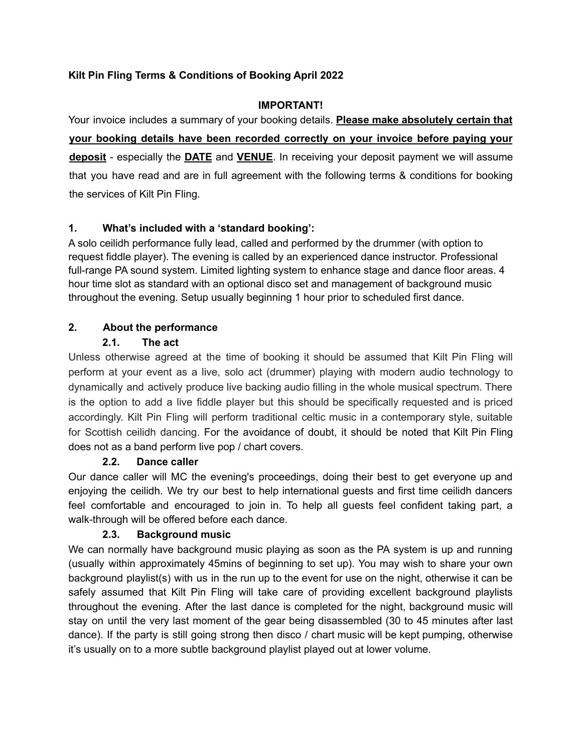**Kilt Pin Fling Terms & Conditions of Booking April 2022**

**IMPORTANT!**

Your invoice includes a summary of your booking details. **<u>Please make absolutely certain that your booking details have been recorded correctly on your invoice before paying your deposit</u>** - especially the **<u>DATE</u>** and **<u>VENUE</u>**. In receiving your deposit payment we will assume that you have read and are in full agreement with the following terms & conditions for booking the services of Kilt Pin Fling.

## 1. What's included with a 'standard booking':

A solo ceilidh performance fully lead, called and performed by the drummer (with option to request fiddle player). The evening is called by an experienced dance instructor. Professional full-range PA sound system. Limited lighting system to enhance stage and dance floor areas. 4 hour time slot as standard with an optional disco set and management of background music throughout the evening. Setup usually beginning 1 hour prior to scheduled first dance.

## 2. About the performance

### 2.1. The act

Unless otherwise agreed at the time of booking it should be assumed that Kilt Pin Fling will perform at your event as a live, solo act (drummer) playing with modern audio technology to dynamically and actively produce live backing audio filling in the whole musical spectrum. There is the option to add a live fiddle player but this should be specifically requested and is priced accordingly. Kilt Pin Fling will perform traditional celtic music in a contemporary style, suitable for Scottish ceilidh dancing. For the avoidance of doubt, it should be noted that Kilt Pin Fling does not as a band perform live pop / chart covers.

### 2.2. Dance caller

Our dance caller will MC the evening's proceedings, doing their best to get everyone up and enjoying the ceilidh. We try our best to help international guests and first time ceilidh dancers feel comfortable and encouraged to join in. To help all guests feel confident taking part, a walk-through will be offered before each dance.

### 2.3. Background music

We can normally have background music playing as soon as the PA system is up and running (usually within approximately 45mins of beginning to set up). You may wish to share your own background playlist(s) with us in the run up to the event for use on the night, otherwise it can be safely assumed that Kilt Pin Fling will take care of providing excellent background playlists throughout the evening. After the last dance is completed for the night, background music will stay on until the very last moment of the gear being disassembled (30 to 45 minutes after last dance). If the party is still going strong then disco / chart music will be kept pumping, otherwise it's usually on to a more subtle background playlist played out at lower volume.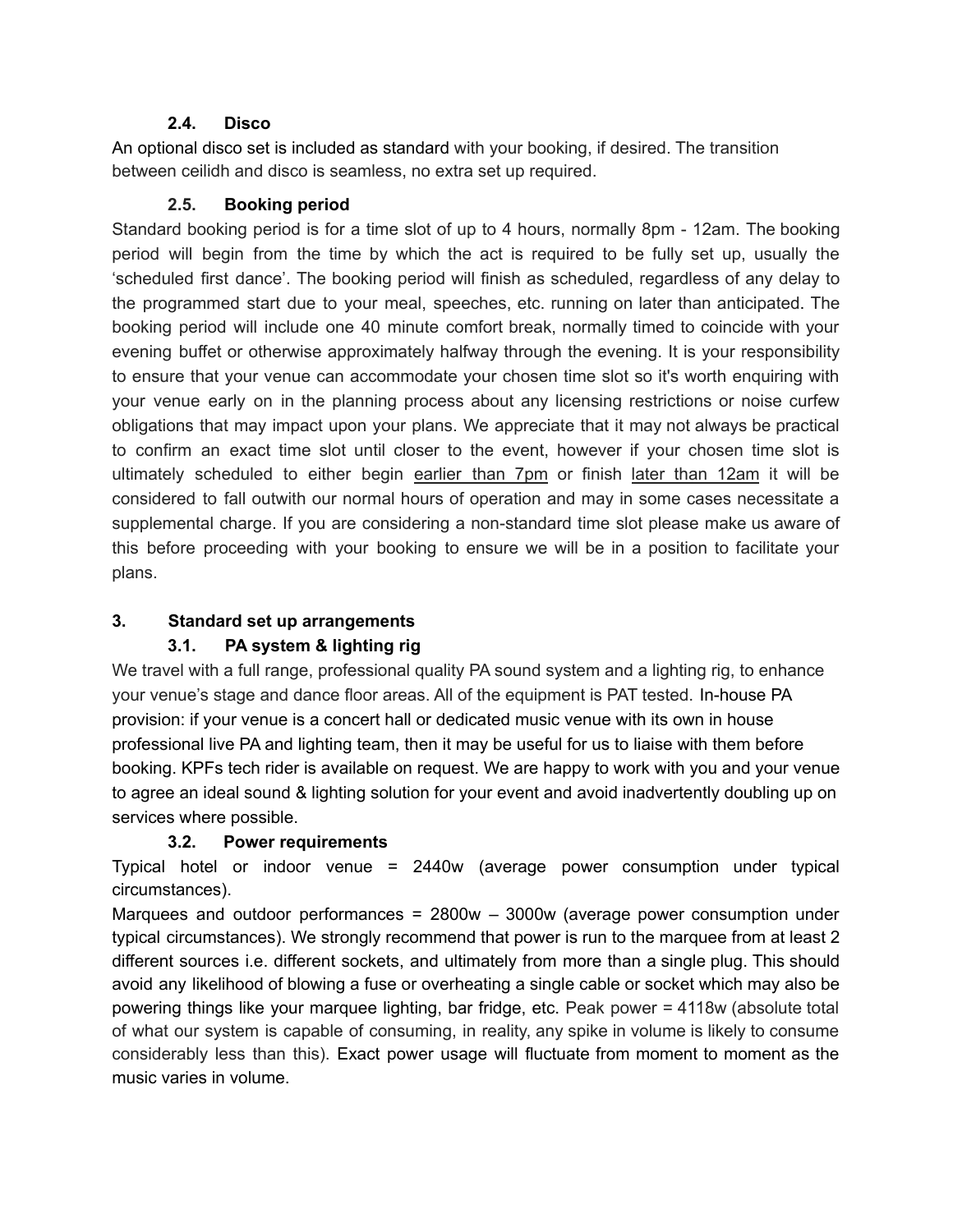### 2.4. Disco

An optional disco set is included as standard with your booking, if desired. The transition between ceilidh and disco is seamless, no extra set up required.

### 2.5. Booking period

Standard booking period is for a time slot of up to 4 hours, normally 8pm - 12am. The booking period will begin from the time by which the act is required to be fully set up, usually the 'scheduled first dance'. The booking period will finish as scheduled, regardless of any delay to the programmed start due to your meal, speeches, etc. running on later than anticipated. The booking period will include one 40 minute comfort break, normally timed to coincide with your evening buffet or otherwise approximately halfway through the evening. It is your responsibility to ensure that your venue can accommodate your chosen time slot so it's worth enquiring with your venue early on in the planning process about any licensing restrictions or noise curfew obligations that may impact upon your plans. We appreciate that it may not always be practical to confirm an exact time slot until closer to the event, however if your chosen time slot is ultimately scheduled to either begin <u>earlier than 7pm</u> or finish <u>later than 12am</u> it will be considered to fall outwith our normal hours of operation and may in some cases necessitate a supplemental charge. If you are considering a non-standard time slot please make us aware of this before proceeding with your booking to ensure we will be in a position to facilitate your plans.

## 3. Standard set up arrangements

### 3.1. PA system & lighting rig

We travel with a full range, professional quality PA sound system and a lighting rig, to enhance your venue's stage and dance floor areas. All of the equipment is PAT tested. In-house PA provision: if your venue is a concert hall or dedicated music venue with its own in house professional live PA and lighting team, then it may be useful for us to liaise with them before booking. KPFs tech rider is available on request. We are happy to work with you and your venue to agree an ideal sound & lighting solution for your event and avoid inadvertently doubling up on services where possible.

### 3.2. Power requirements

Typical hotel or indoor venue = 2440w (average power consumption under typical circumstances).

Marquees and outdoor performances = 2800w – 3000w (average power consumption under typical circumstances). We strongly recommend that power is run to the marquee from at least 2 different sources i.e. different sockets, and ultimately from more than a single plug. This should avoid any likelihood of blowing a fuse or overheating a single cable or socket which may also be powering things like your marquee lighting, bar fridge, etc. Peak power = 4118w (absolute total of what our system is capable of consuming, in reality, any spike in volume is likely to consume considerably less than this). Exact power usage will fluctuate from moment to moment as the music varies in volume.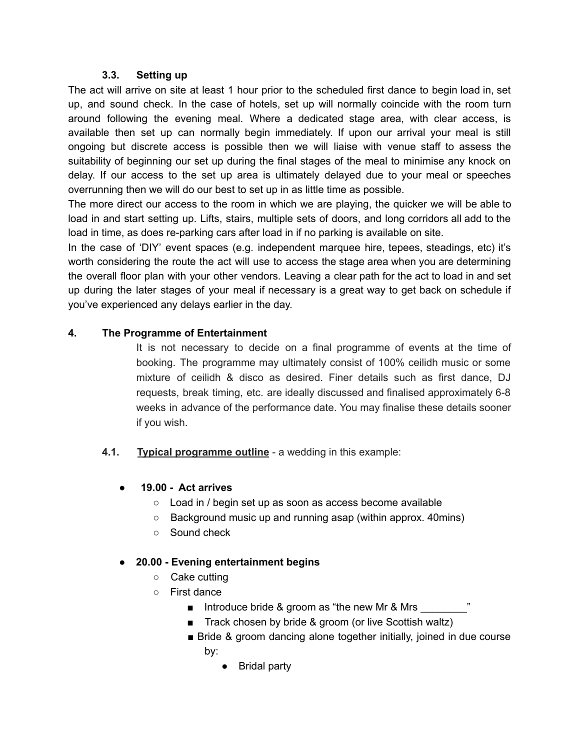### 3.3. Setting up

The act will arrive on site at least 1 hour prior to the scheduled first dance to begin load in, set up, and sound check. In the case of hotels, set up will normally coincide with the room turn around following the evening meal. Where a dedicated stage area, with clear access, is available then set up can normally begin immediately. If upon our arrival your meal is still ongoing but discrete access is possible then we will liaise with venue staff to assess the suitability of beginning our set up during the final stages of the meal to minimise any knock on delay. If our access to the set up area is ultimately delayed due to your meal or speeches overrunning then we will do our best to set up in as little time as possible.

The more direct our access to the room in which we are playing, the quicker we will be able to load in and start setting up. Lifts, stairs, multiple sets of doors, and long corridors all add to the load in time, as does re-parking cars after load in if no parking is available on site.

In the case of 'DIY' event spaces (e.g. independent marquee hire, tepees, steadings, etc) it's worth considering the route the act will use to access the stage area when you are determining the overall floor plan with your other vendors. Leaving a clear path for the act to load in and set up during the later stages of your meal if necessary is a great way to get back on schedule if you've experienced any delays earlier in the day.

## 4. The Programme of Entertainment

It is not necessary to decide on a final programme of events at the time of booking. The programme may ultimately consist of 100% ceilidh music or some mixture of ceilidh & disco as desired. Finer details such as first dance, DJ requests, break timing, etc. are ideally discussed and finalised approximately 6-8 weeks in advance of the performance date. You may finalise these details sooner if you wish.

### 4.1. <u>Typical programme outline</u> - a wedding in this example:

- **19.00 - Act arrives**
  - Load in / begin set up as soon as access become available
  - Background music up and running asap (within approx. 40mins)
  - Sound check
- **20.00 - Evening entertainment begins**
  - Cake cutting
  - First dance
    - Introduce bride & groom as "the new Mr & Mrs ________"
    - Track chosen by bride & groom (or live Scottish waltz)
    - Bride & groom dancing alone together initially, joined in due course by:
      - Bridal party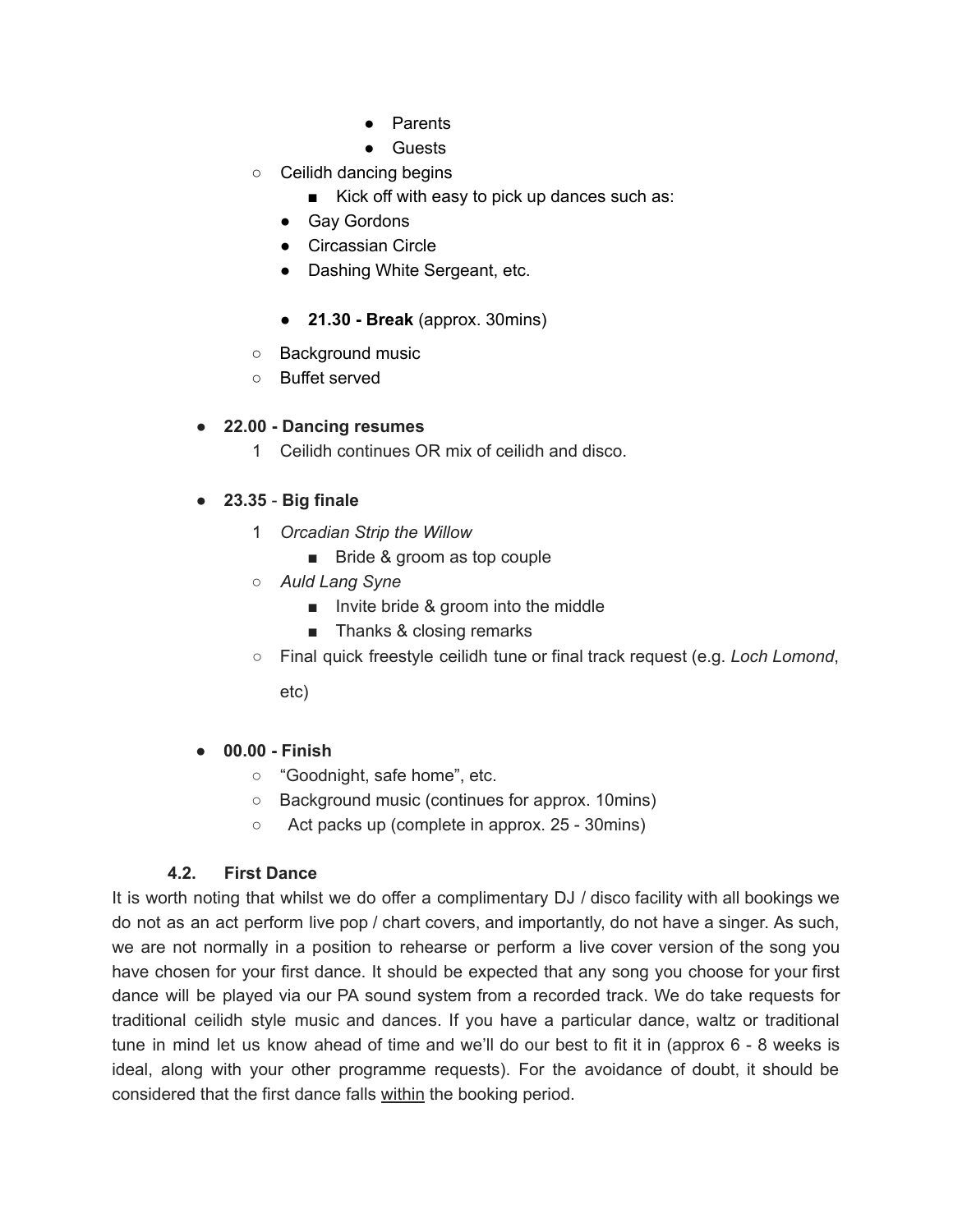- Parents
      - Guests
  - Ceilidh dancing begins
    - Kick off with easy to pick up dances such as:
    - Gay Gordons
    - Circassian Circle
    - Dashing White Sergeant, etc.

    - **21.30 - Break** (approx. 30mins)
  - Background music
  - Buffet served

- **22.00 - Dancing resumes**
  1. Ceilidh continues OR mix of ceilidh and disco.

- **23.35** - **Big finale**
  1. *Orcadian Strip the Willow*
     - Bride & groom as top couple
  - *Auld Lang Syne*
    - Invite bride & groom into the middle
    - Thanks & closing remarks
  - Final quick freestyle ceilidh tune or final track request (e.g. *Loch Lomond*, etc)

- **00.00 - Finish**
  - "Goodnight, safe home", etc.
  - Background music (continues for approx. 10mins)
  - Act packs up (complete in approx. 25 - 30mins)

### 4.2. First Dance

It is worth noting that whilst we do offer a complimentary DJ / disco facility with all bookings we do not as an act perform live pop / chart covers, and importantly, do not have a singer. As such, we are not normally in a position to rehearse or perform a live cover version of the song you have chosen for your first dance. It should be expected that any song you choose for your first dance will be played via our PA sound system from a recorded track. We do take requests for traditional ceilidh style music and dances. If you have a particular dance, waltz or traditional tune in mind let us know ahead of time and we'll do our best to fit it in (approx 6 - 8 weeks is ideal, along with your other programme requests). For the avoidance of doubt, it should be considered that the first dance falls <u>within</u> the booking period.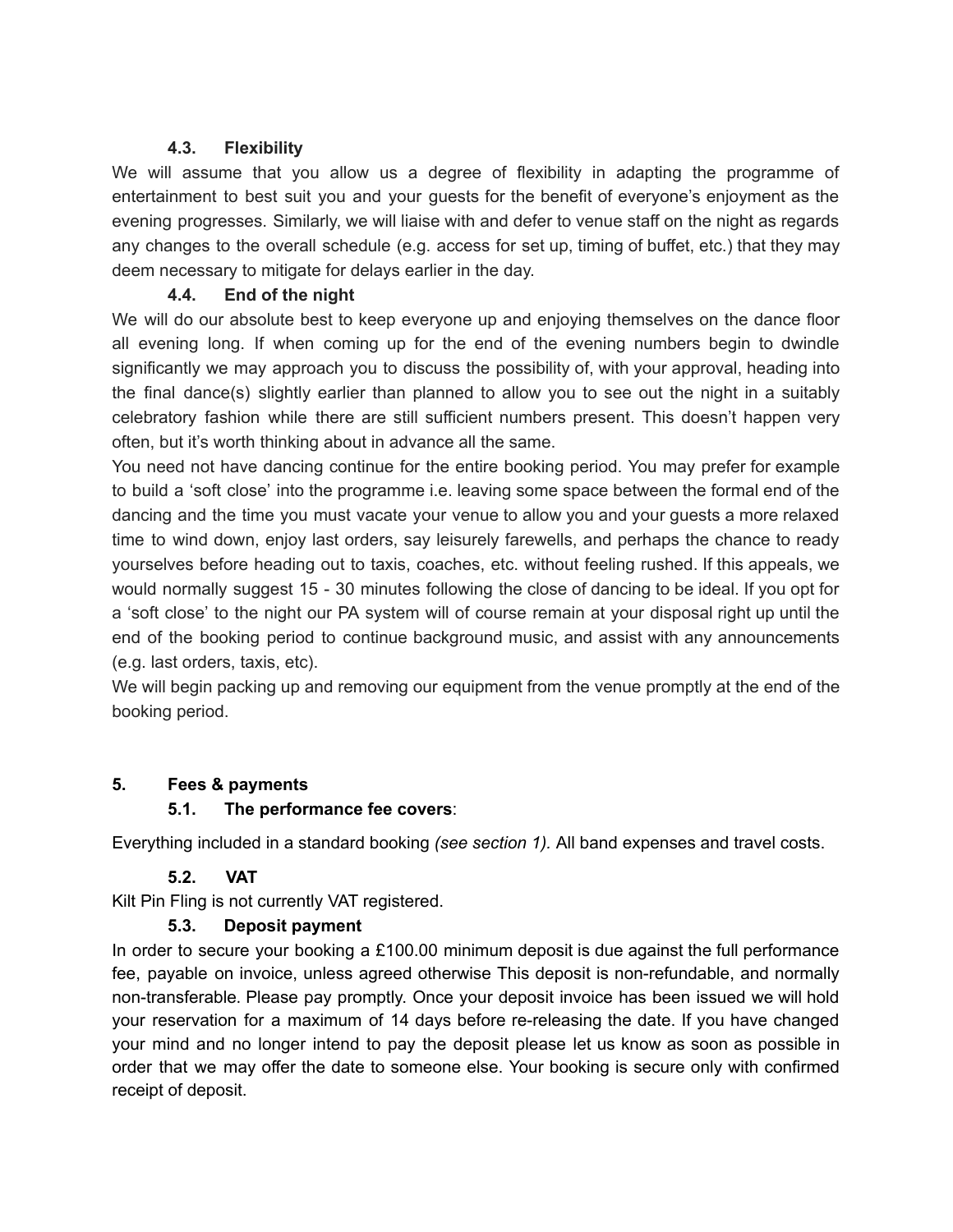### 4.3. Flexibility

We will assume that you allow us a degree of flexibility in adapting the programme of entertainment to best suit you and your guests for the benefit of everyone's enjoyment as the evening progresses. Similarly, we will liaise with and defer to venue staff on the night as regards any changes to the overall schedule (e.g. access for set up, timing of buffet, etc.) that they may deem necessary to mitigate for delays earlier in the day.

### 4.4. End of the night

We will do our absolute best to keep everyone up and enjoying themselves on the dance floor all evening long. If when coming up for the end of the evening numbers begin to dwindle significantly we may approach you to discuss the possibility of, with your approval, heading into the final dance(s) slightly earlier than planned to allow you to see out the night in a suitably celebratory fashion while there are still sufficient numbers present. This doesn't happen very often, but it's worth thinking about in advance all the same.

You need not have dancing continue for the entire booking period. You may prefer for example to build a 'soft close' into the programme i.e. leaving some space between the formal end of the dancing and the time you must vacate your venue to allow you and your guests a more relaxed time to wind down, enjoy last orders, say leisurely farewells, and perhaps the chance to ready yourselves before heading out to taxis, coaches, etc. without feeling rushed. If this appeals, we would normally suggest 15 - 30 minutes following the close of dancing to be ideal. If you opt for a 'soft close' to the night our PA system will of course remain at your disposal right up until the end of the booking period to continue background music, and assist with any announcements (e.g. last orders, taxis, etc).

We will begin packing up and removing our equipment from the venue promptly at the end of the booking period.

## 5. Fees & payments

### 5.1. The performance fee covers:

Everything included in a standard booking *(see section 1).* All band expenses and travel costs.

### 5.2. VAT

Kilt Pin Fling is not currently VAT registered.

### 5.3. Deposit payment

In order to secure your booking a £100.00 minimum deposit is due against the full performance fee, payable on invoice, unless agreed otherwise This deposit is non-refundable, and normally non-transferable. Please pay promptly. Once your deposit invoice has been issued we will hold your reservation for a maximum of 14 days before re-releasing the date. If you have changed your mind and no longer intend to pay the deposit please let us know as soon as possible in order that we may offer the date to someone else. Your booking is secure only with confirmed receipt of deposit.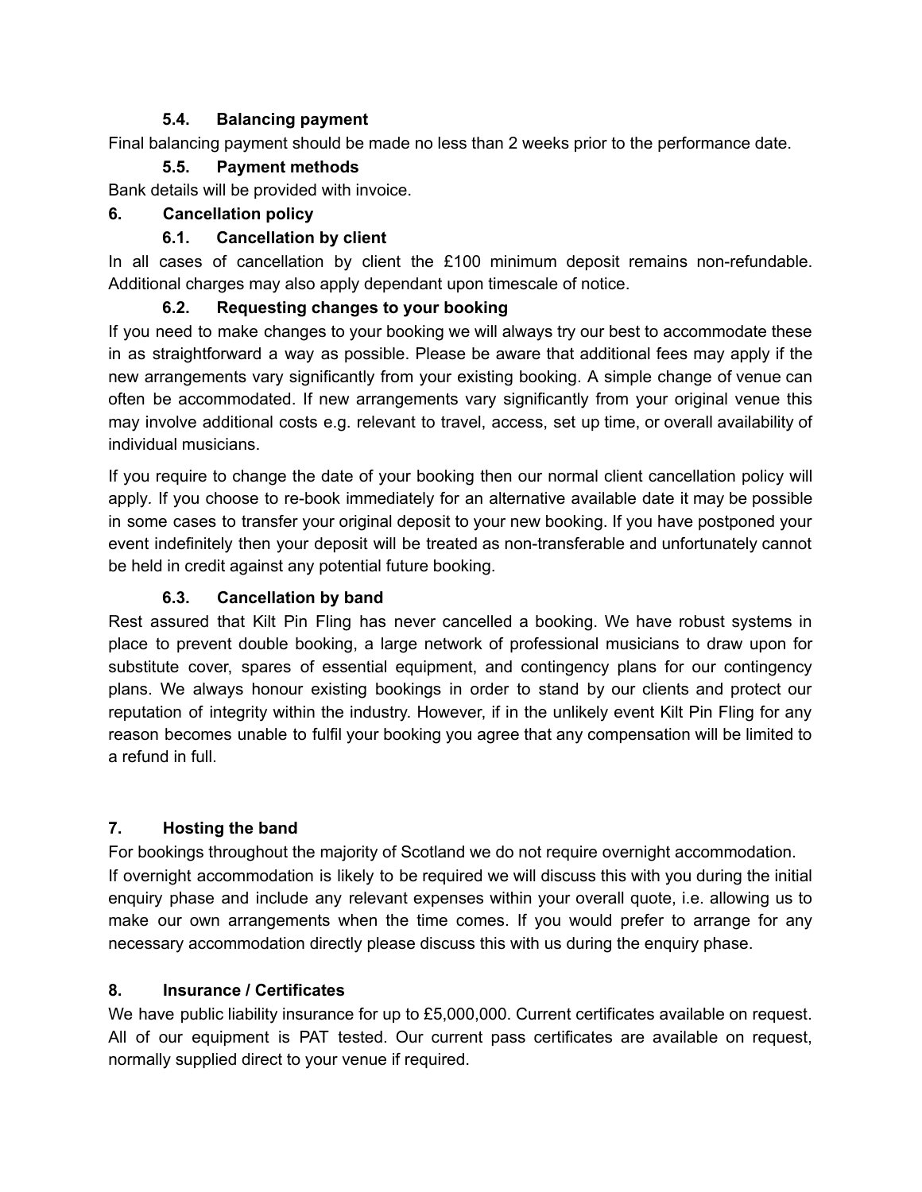### 5.4. Balancing payment

Final balancing payment should be made no less than 2 weeks prior to the performance date.

### 5.5. Payment methods

Bank details will be provided with invoice.

## 6. Cancellation policy

### 6.1. Cancellation by client

In all cases of cancellation by client the £100 minimum deposit remains non-refundable. Additional charges may also apply dependant upon timescale of notice.

### 6.2. Requesting changes to your booking

If you need to make changes to your booking we will always try our best to accommodate these in as straightforward a way as possible. Please be aware that additional fees may apply if the new arrangements vary significantly from your existing booking. A simple change of venue can often be accommodated. If new arrangements vary significantly from your original venue this may involve additional costs e.g. relevant to travel, access, set up time, or overall availability of individual musicians.

If you require to change the date of your booking then our normal client cancellation policy will apply. If you choose to re-book immediately for an alternative available date it may be possible in some cases to transfer your original deposit to your new booking. If you have postponed your event indefinitely then your deposit will be treated as non-transferable and unfortunately cannot be held in credit against any potential future booking.

### 6.3. Cancellation by band

Rest assured that Kilt Pin Fling has never cancelled a booking. We have robust systems in place to prevent double booking, a large network of professional musicians to draw upon for substitute cover, spares of essential equipment, and contingency plans for our contingency plans. We always honour existing bookings in order to stand by our clients and protect our reputation of integrity within the industry. However, if in the unlikely event Kilt Pin Fling for any reason becomes unable to fulfil your booking you agree that any compensation will be limited to a refund in full.

## 7. Hosting the band

For bookings throughout the majority of Scotland we do not require overnight accommodation. If overnight accommodation is likely to be required we will discuss this with you during the initial enquiry phase and include any relevant expenses within your overall quote, i.e. allowing us to make our own arrangements when the time comes. If you would prefer to arrange for any necessary accommodation directly please discuss this with us during the enquiry phase.

## 8. Insurance / Certificates

We have public liability insurance for up to £5,000,000. Current certificates available on request. All of our equipment is PAT tested. Our current pass certificates are available on request, normally supplied direct to your venue if required.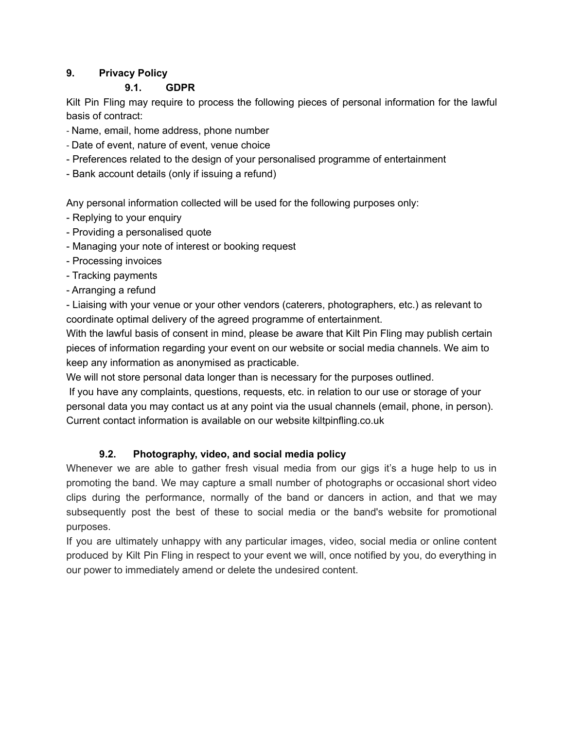## 9. Privacy Policy

### 9.1. GDPR

Kilt Pin Fling may require to process the following pieces of personal information for the lawful basis of contract:

- Name, email, home address, phone number
- Date of event, nature of event, venue choice
- Preferences related to the design of your personalised programme of entertainment
- Bank account details (only if issuing a refund)

Any personal information collected will be used for the following purposes only:

- Replying to your enquiry
- Providing a personalised quote
- Managing your note of interest or booking request
- Processing invoices
- Tracking payments
- Arranging a refund
- Liaising with your venue or your other vendors (caterers, photographers, etc.) as relevant to coordinate optimal delivery of the agreed programme of entertainment.

With the lawful basis of consent in mind, please be aware that Kilt Pin Fling may publish certain pieces of information regarding your event on our website or social media channels. We aim to keep any information as anonymised as practicable.

We will not store personal data longer than is necessary for the purposes outlined.

If you have any complaints, questions, requests, etc. in relation to our use or storage of your personal data you may contact us at any point via the usual channels (email, phone, in person). Current contact information is available on our website kiltpinfling.co.uk

### 9.2. Photography, video, and social media policy

Whenever we are able to gather fresh visual media from our gigs it's a huge help to us in promoting the band. We may capture a small number of photographs or occasional short video clips during the performance, normally of the band or dancers in action, and that we may subsequently post the best of these to social media or the band's website for promotional purposes.

If you are ultimately unhappy with any particular images, video, social media or online content produced by Kilt Pin Fling in respect to your event we will, once notified by you, do everything in our power to immediately amend or delete the undesired content.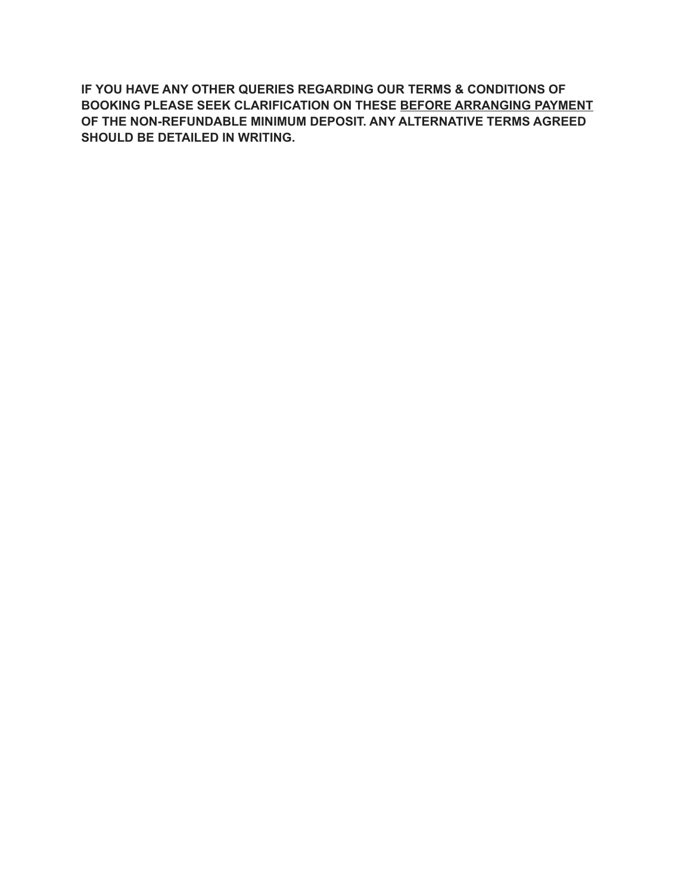**IF YOU HAVE ANY OTHER QUERIES REGARDING OUR TERMS & CONDITIONS OF BOOKING PLEASE SEEK CLARIFICATION ON THESE <u>BEFORE ARRANGING PAYMENT</u> OF THE NON-REFUNDABLE MINIMUM DEPOSIT. ANY ALTERNATIVE TERMS AGREED SHOULD BE DETAILED IN WRITING.**